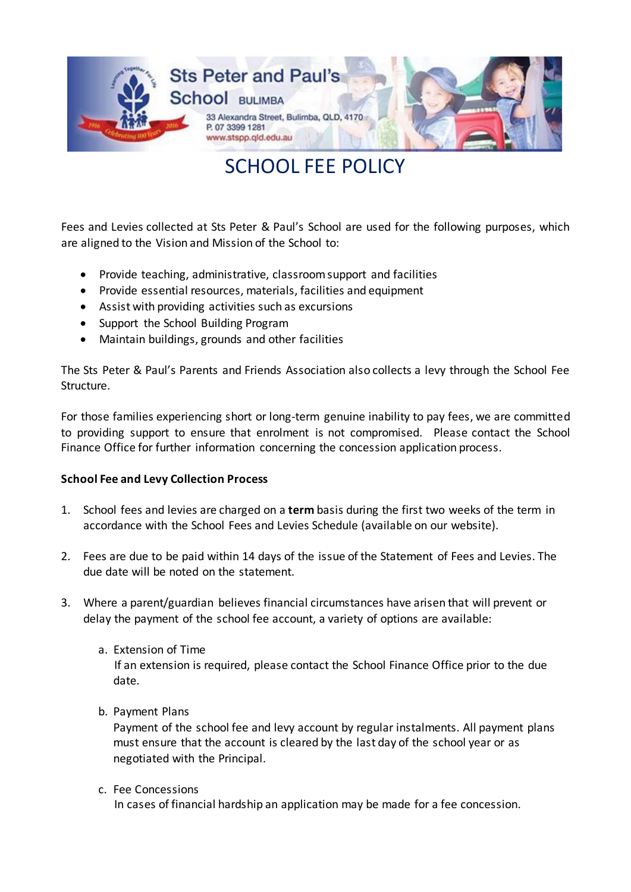Sts Peter and Paul's School BULIMBA

33 Alexandra Street, Bulimba, QLD, 4170
P. 07 3399 1281
www.stspp.qld.edu.au

# SCHOOL FEE POLICY

Fees and Levies collected at Sts Peter & Paul's School are used for the following purposes, which are aligned to the Vision and Mission of the School to:

- Provide teaching, administrative, classroom support and facilities
- Provide essential resources, materials, facilities and equipment
- Assist with providing activities such as excursions
- Support the School Building Program
- Maintain buildings, grounds and other facilities

The Sts Peter & Paul's Parents and Friends Association also collects a levy through the School Fee Structure.

For those families experiencing short or long-term genuine inability to pay fees, we are committed to providing support to ensure that enrolment is not compromised. Please contact the School Finance Office for further information concerning the concession application process.

**School Fee and Levy Collection Process**

1. School fees and levies are charged on a **term** basis during the first two weeks of the term in accordance with the School Fees and Levies Schedule (available on our website).

2. Fees are due to be paid within 14 days of the issue of the Statement of Fees and Levies. The due date will be noted on the statement.

3. Where a parent/guardian believes financial circumstances have arisen that will prevent or delay the payment of the school fee account, a variety of options are available:

   a. Extension of Time
   If an extension is required, please contact the School Finance Office prior to the due date.

   b. Payment Plans
   Payment of the school fee and levy account by regular instalments. All payment plans must ensure that the account is cleared by the last day of the school year or as negotiated with the Principal.

   c. Fee Concessions
   In cases of financial hardship an application may be made for a fee concession.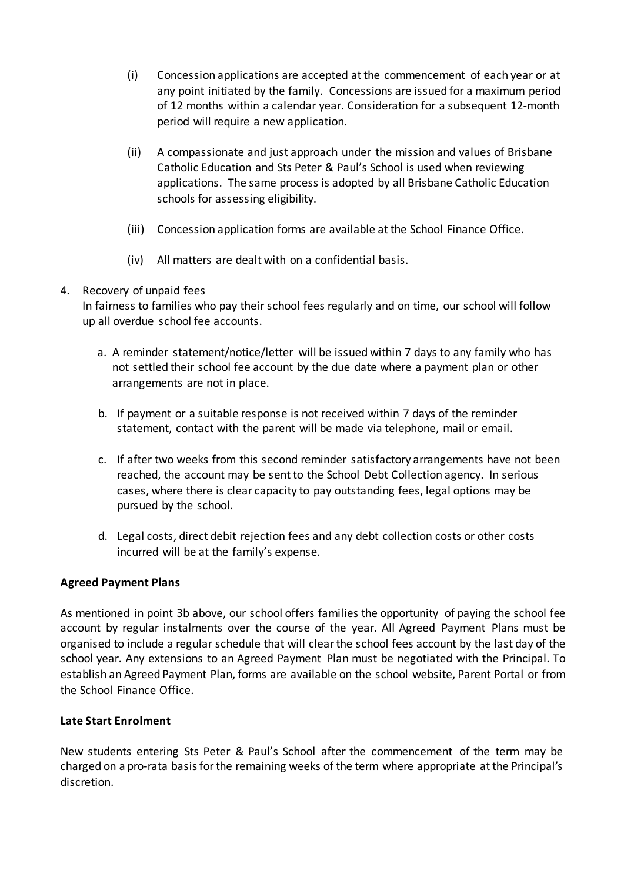(i) Concession applications are accepted at the commencement of each year or at any point initiated by the family. Concessions are issued for a maximum period of 12 months within a calendar year. Consideration for a subsequent 12-month period will require a new application.

(ii) A compassionate and just approach under the mission and values of Brisbane Catholic Education and Sts Peter & Paul's School is used when reviewing applications. The same process is adopted by all Brisbane Catholic Education schools for assessing eligibility.

(iii) Concession application forms are available at the School Finance Office.

(iv) All matters are dealt with on a confidential basis.

4. Recovery of unpaid fees
   In fairness to families who pay their school fees regularly and on time, our school will follow up all overdue school fee accounts.

   a. A reminder statement/notice/letter will be issued within 7 days to any family who has not settled their school fee account by the due date where a payment plan or other arrangements are not in place.

   b. If payment or a suitable response is not received within 7 days of the reminder statement, contact with the parent will be made via telephone, mail or email.

   c. If after two weeks from this second reminder satisfactory arrangements have not been reached, the account may be sent to the School Debt Collection agency. In serious cases, where there is clear capacity to pay outstanding fees, legal options may be pursued by the school.

   d. Legal costs, direct debit rejection fees and any debt collection costs or other costs incurred will be at the family's expense.

**Agreed Payment Plans**

As mentioned in point 3b above, our school offers families the opportunity of paying the school fee account by regular instalments over the course of the year. All Agreed Payment Plans must be organised to include a regular schedule that will clear the school fees account by the last day of the school year. Any extensions to an Agreed Payment Plan must be negotiated with the Principal. To establish an Agreed Payment Plan, forms are available on the school website, Parent Portal or from the School Finance Office.

**Late Start Enrolment**

New students entering Sts Peter & Paul's School after the commencement of the term may be charged on a pro-rata basis for the remaining weeks of the term where appropriate at the Principal's discretion.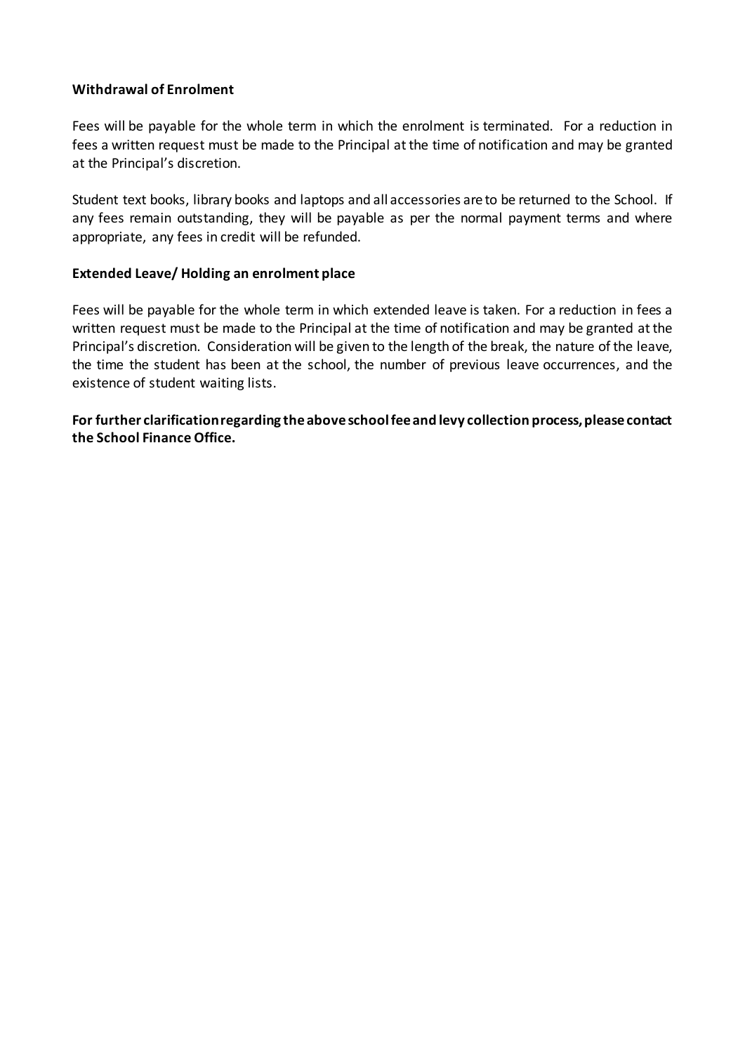**Withdrawal of Enrolment**

Fees will be payable for the whole term in which the enrolment is terminated. For a reduction in fees a written request must be made to the Principal at the time of notification and may be granted at the Principal's discretion.

Student text books, library books and laptops and all accessories are to be returned to the School. If any fees remain outstanding, they will be payable as per the normal payment terms and where appropriate, any fees in credit will be refunded.

**Extended Leave/ Holding an enrolment place**

Fees will be payable for the whole term in which extended leave is taken. For a reduction in fees a written request must be made to the Principal at the time of notification and may be granted at the Principal's discretion. Consideration will be given to the length of the break, the nature of the leave, the time the student has been at the school, the number of previous leave occurrences, and the existence of student waiting lists.

**For further clarification regarding the above school fee and levy collection process, please contact the School Finance Office.**